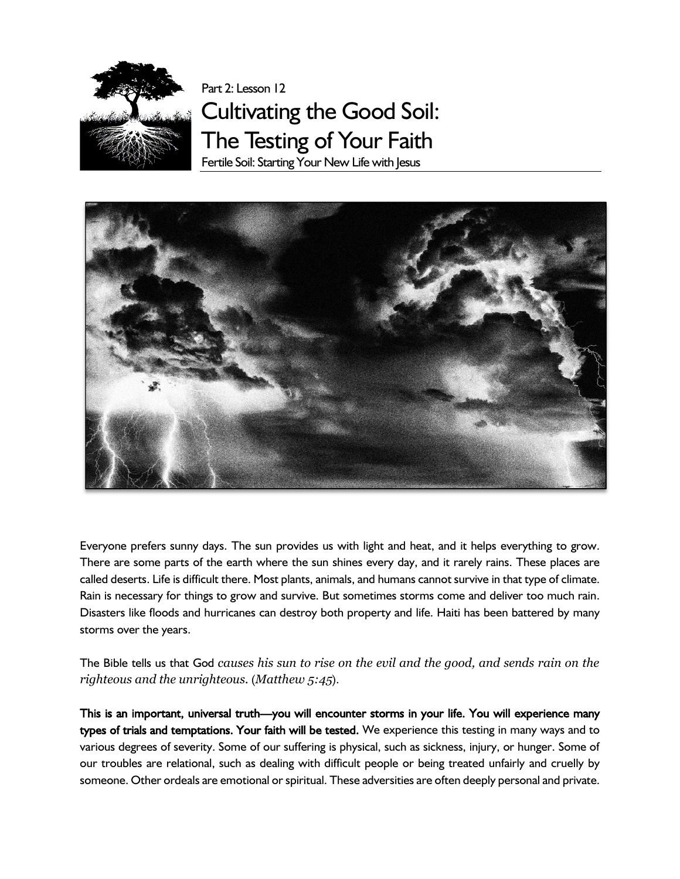Part 2: Lesson 12

# Cultivating the Good Soil: The Testing of Your Faith

Fertile Soil: Starting Your New Life with Jesus

Everyone prefers sunny days. The sun provides us with light and heat, and it helps everything to grow. There are some parts of the earth where the sun shines every day, and it rarely rains. These places are called deserts. Life is difficult there. Most plants, animals, and humans cannot survive in that type of climate. Rain is necessary for things to grow and survive. But sometimes storms come and deliver too much rain. Disasters like floods and hurricanes can destroy both property and life. Haiti has been battered by many storms over the years.

The Bible tells us that God *causes his sun to rise on the evil and the good, and sends rain on the righteous and the unrighteous.* (*Matthew 5:45*).

**This is an important, universal truth—you will encounter storms in your life. You will experience many types of trials and temptations. Your faith will be tested.** We experience this testing in many ways and to various degrees of severity. Some of our suffering is physical, such as sickness, injury, or hunger. Some of our troubles are relational, such as dealing with difficult people or being treated unfairly and cruelly by someone. Other ordeals are emotional or spiritual. These adversities are often deeply personal and private.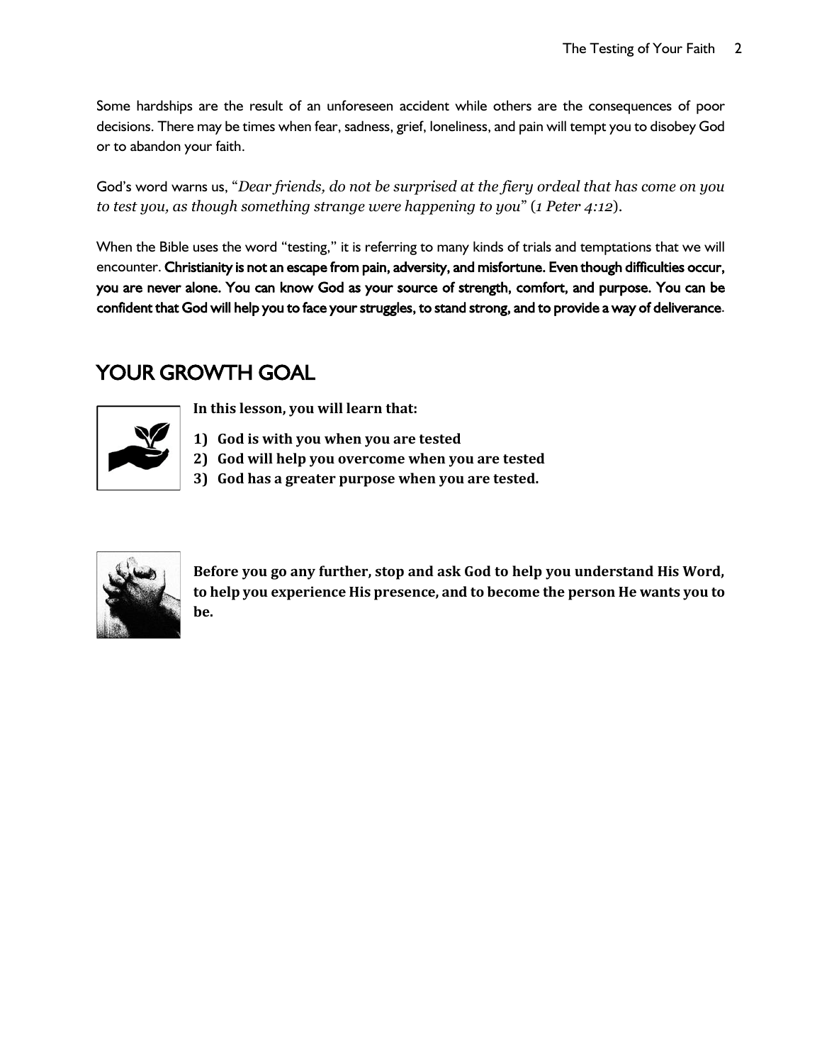Some hardships are the result of an unforeseen accident while others are the consequences of poor decisions. There may be times when fear, sadness, grief, loneliness, and pain will tempt you to disobey God or to abandon your faith.

God's word warns us, "*Dear friends, do not be surprised at the fiery ordeal that has come on you to test you, as though something strange were happening to you*" (*1 Peter 4:12*).

When the Bible uses the word "testing," it is referring to many kinds of trials and temptations that we will encounter. **Christianity is not an escape from pain, adversity, and misfortune. Even though difficulties occur, you are never alone. You can know God as your source of strength, comfort, and purpose. You can be confident that God will help you to face your struggles, to stand strong, and to provide a way of deliverance**.

## YOUR GROWTH GOAL

**In this lesson, you will learn that:**

1) **God is with you when you are tested**
2) **God will help you overcome when you are tested**
3) **God has a greater purpose when you are tested.**

**Before you go any further, stop and ask God to help you understand His Word, to help you experience His presence, and to become the person He wants you to be.**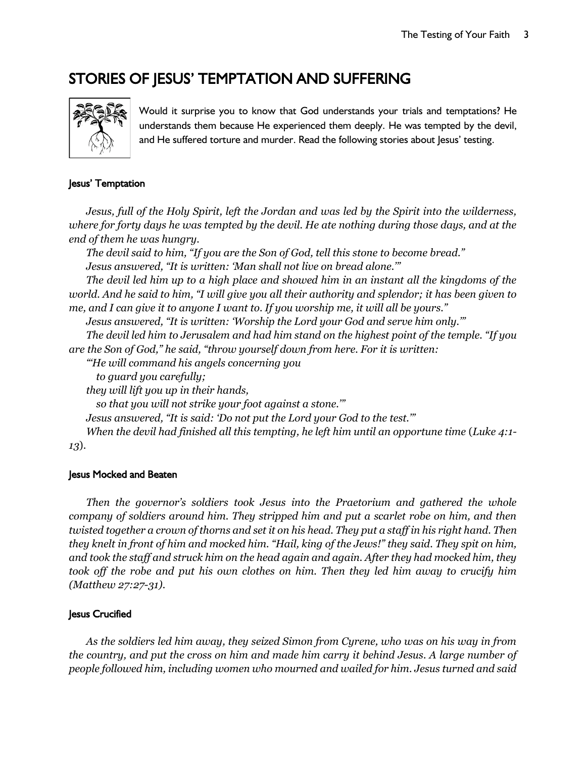## STORIES OF JESUS' TEMPTATION AND SUFFERING

Would it surprise you to know that God understands your trials and temptations? He understands them because He experienced them deeply. He was tempted by the devil, and He suffered torture and murder. Read the following stories about Jesus' testing.

### Jesus' Temptation

*Jesus, full of the Holy Spirit, left the Jordan and was led by the Spirit into the wilderness, where for forty days he was tempted by the devil. He ate nothing during those days, and at the end of them he was hungry.*

*The devil said to him, "If you are the Son of God, tell this stone to become bread."*

*Jesus answered, "It is written: 'Man shall not live on bread alone.'"*

*The devil led him up to a high place and showed him in an instant all the kingdoms of the world. And he said to him, "I will give you all their authority and splendor; it has been given to me, and I can give it to anyone I want to. If you worship me, it will all be yours."*

*Jesus answered, "It is written: 'Worship the Lord your God and serve him only.'"*

*The devil led him to Jerusalem and had him stand on the highest point of the temple. "If you are the Son of God," he said, "throw yourself down from here. For it is written:*

*"'He will command his angels concerning you*
*to guard you carefully;*
*they will lift you up in their hands,*
*so that you will not strike your foot against a stone.'"*

*Jesus answered, "It is said: 'Do not put the Lord your God to the test.'"*

*When the devil had finished all this tempting, he left him until an opportune time* (*Luke 4:1-13*).

### Jesus Mocked and Beaten

*Then the governor's soldiers took Jesus into the Praetorium and gathered the whole company of soldiers around him. They stripped him and put a scarlet robe on him, and then twisted together a crown of thorns and set it on his head. They put a staff in his right hand. Then they knelt in front of him and mocked him. "Hail, king of the Jews!" they said. They spit on him, and took the staff and struck him on the head again and again. After they had mocked him, they took off the robe and put his own clothes on him. Then they led him away to crucify him (Matthew 27:27-31).*

### Jesus Crucified

*As the soldiers led him away, they seized Simon from Cyrene, who was on his way in from the country, and put the cross on him and made him carry it behind Jesus. A large number of people followed him, including women who mourned and wailed for him. Jesus turned and said*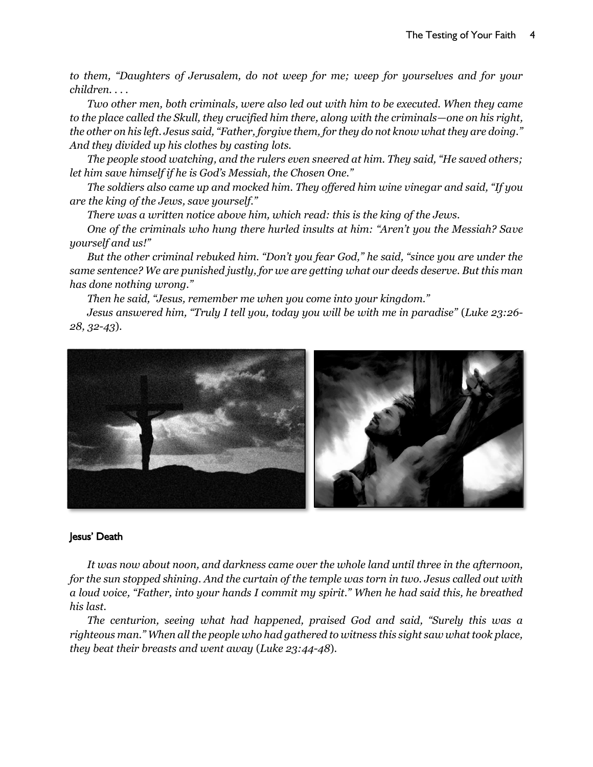*to them, "Daughters of Jerusalem, do not weep for me; weep for yourselves and for your children. . . .*

*Two other men, both criminals, were also led out with him to be executed. When they came to the place called the Skull, they crucified him there, along with the criminals—one on his right, the other on his left. Jesus said, "Father, forgive them, for they do not know what they are doing." And they divided up his clothes by casting lots.*

*The people stood watching, and the rulers even sneered at him. They said, "He saved others; let him save himself if he is God's Messiah, the Chosen One."*

*The soldiers also came up and mocked him. They offered him wine vinegar and said, "If you are the king of the Jews, save yourself."*

*There was a written notice above him, which read: this is the king of the Jews.*

*One of the criminals who hung there hurled insults at him: "Aren't you the Messiah? Save yourself and us!"*

*But the other criminal rebuked him. "Don't you fear God," he said, "since you are under the same sentence? We are punished justly, for we are getting what our deeds deserve. But this man has done nothing wrong."*

*Then he said, "Jesus, remember me when you come into your kingdom."*

*Jesus answered him, "Truly I tell you, today you will be with me in paradise"* (*Luke 23:26-28, 32-43*).

**Jesus' Death**

*It was now about noon, and darkness came over the whole land until three in the afternoon, for the sun stopped shining. And the curtain of the temple was torn in two. Jesus called out with a loud voice, "Father, into your hands I commit my spirit." When he had said this, he breathed his last.*

*The centurion, seeing what had happened, praised God and said, "Surely this was a righteous man." When all the people who had gathered to witness this sight saw what took place, they beat their breasts and went away* (*Luke 23:44-48*).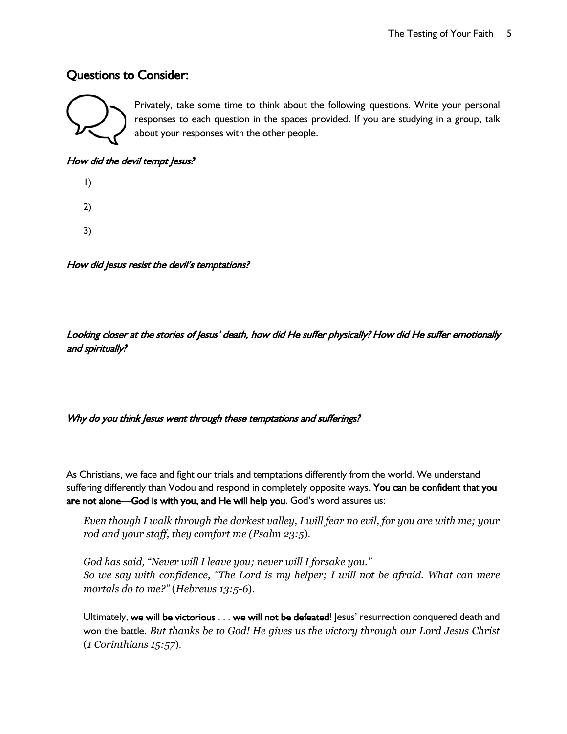## Questions to Consider:

Privately, take some time to think about the following questions. Write your personal responses to each question in the spaces provided. If you are studying in a group, talk about your responses with the other people.

*How did the devil tempt Jesus?*

1)

2)

3)

*How did Jesus resist the devil's temptations?*

*Looking closer at the stories of Jesus' death, how did He suffer physically? How did He suffer emotionally and spiritually?*

*Why do you think Jesus went through these temptations and sufferings?*

As Christians, we face and fight our trials and temptations differently from the world. We understand suffering differently than Vodou and respond in completely opposite ways. **You can be confident that you are not alone—God is with you, and He will help you**. God's word assures us:

> *Even though I walk through the darkest valley, I will fear no evil, for you are with me; your rod and your staff, they comfort me (Psalm 23:5).*
>
> *God has said, "Never will I leave you; never will I forsake you."*
> *So we say with confidence, "The Lord is my helper; I will not be afraid. What can mere mortals do to me?" (Hebrews 13:5-6).*

Ultimately, **we will be victorious** . . . **we will not be defeated**! Jesus' resurrection conquered death and won the battle. *But thanks be to God! He gives us the victory through our Lord Jesus Christ (1 Corinthians 15:57).*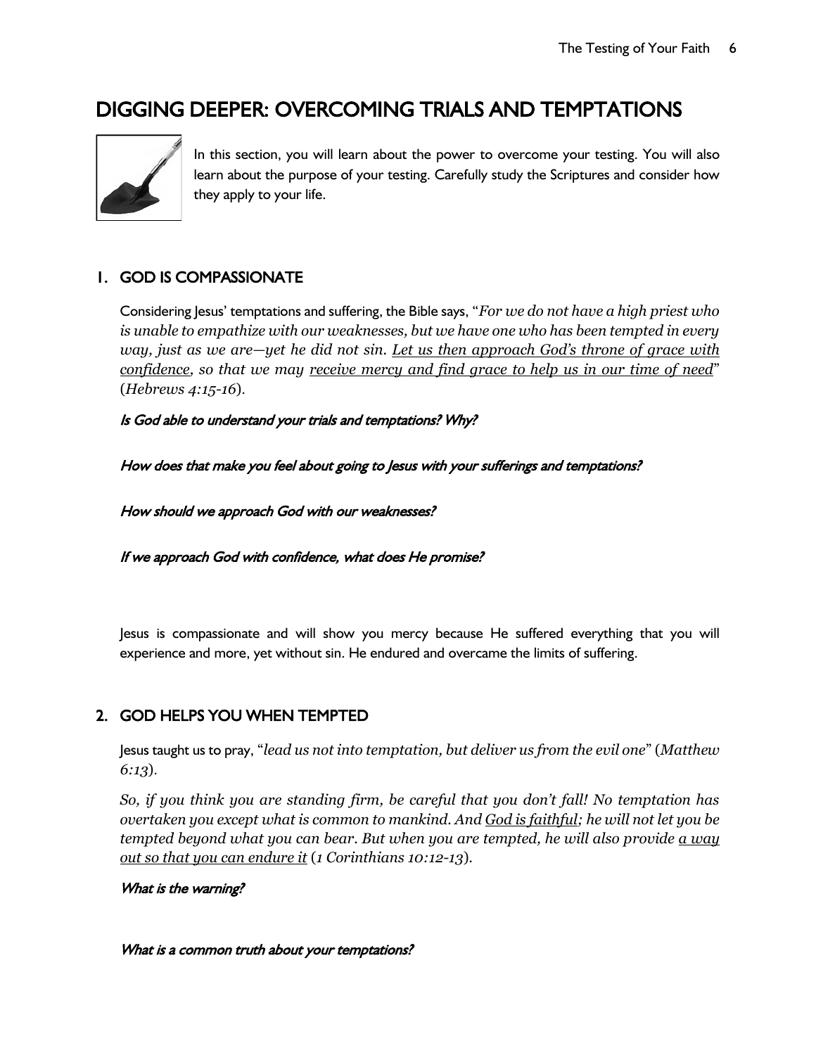# DIGGING DEEPER: OVERCOMING TRIALS AND TEMPTATIONS

In this section, you will learn about the power to overcome your testing. You will also learn about the purpose of your testing. Carefully study the Scriptures and consider how they apply to your life.

## 1. GOD IS COMPASSIONATE

Considering Jesus' temptations and suffering, the Bible says, "*For we do not have a high priest who is unable to empathize with our weaknesses, but we have one who has been tempted in every way, just as we are—yet he did not sin. <u>Let us then approach God's throne of grace with confidence</u>, so that we may <u>receive mercy and find grace to help us in our time of need</u>*" (*Hebrews 4:15-16*).

*Is God able to understand your trials and temptations? Why?*

*How does that make you feel about going to Jesus with your sufferings and temptations?*

*How should we approach God with our weaknesses?*

*If we approach God with confidence, what does He promise?*

Jesus is compassionate and will show you mercy because He suffered everything that you will experience and more, yet without sin. He endured and overcame the limits of suffering.

## 2. GOD HELPS YOU WHEN TEMPTED

Jesus taught us to pray, "*lead us not into temptation, but deliver us from the evil one*" (*Matthew 6:13*).

*So, if you think you are standing firm, be careful that you don't fall! No temptation has overtaken you except what is common to mankind. And <u>God is faithful</u>; he will not let you be tempted beyond what you can bear. But when you are tempted, he will also provide <u>a way out so that you can endure it</u>* (*1 Corinthians 10:12-13*).

*What is the warning?*

*What is a common truth about your temptations?*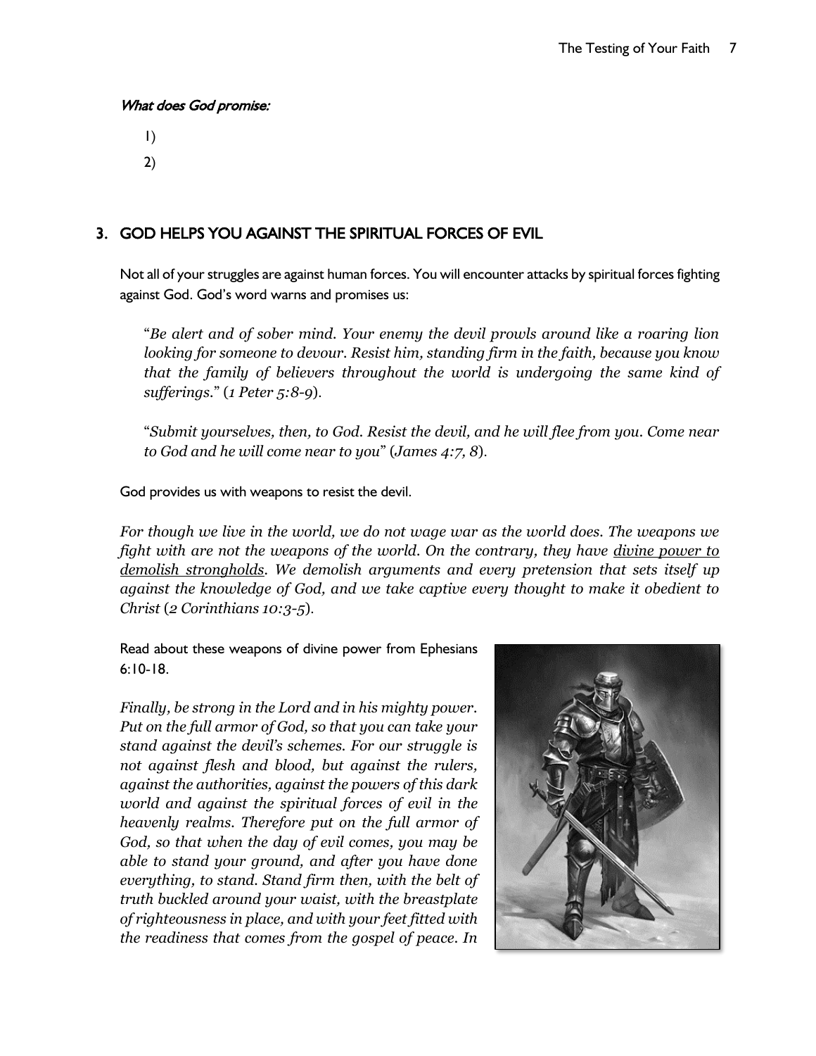*What does God promise:*

1)

2)

## 3. GOD HELPS YOU AGAINST THE SPIRITUAL FORCES OF EVIL

Not all of your struggles are against human forces. You will encounter attacks by spiritual forces fighting against God. God's word warns and promises us:

> "*Be alert and of sober mind. Your enemy the devil prowls around like a roaring lion looking for someone to devour. Resist him, standing firm in the faith, because you know that the family of believers throughout the world is undergoing the same kind of sufferings.*" (*1 Peter 5:8-9*).

> "*Submit yourselves, then, to God. Resist the devil, and he will flee from you. Come near to God and he will come near to you*" (*James 4:7, 8*).

God provides us with weapons to resist the devil.

*For though we live in the world, we do not wage war as the world does. The weapons we fight with are not the weapons of the world. On the contrary, they have <u>divine power to demolish strongholds</u>. We demolish arguments and every pretension that sets itself up against the knowledge of God, and we take captive every thought to make it obedient to Christ* (*2 Corinthians 10:3-5*).

Read about these weapons of divine power from Ephesians 6:10-18.

*Finally, be strong in the Lord and in his mighty power. Put on the full armor of God, so that you can take your stand against the devil's schemes. For our struggle is not against flesh and blood, but against the rulers, against the authorities, against the powers of this dark world and against the spiritual forces of evil in the heavenly realms. Therefore put on the full armor of God, so that when the day of evil comes, you may be able to stand your ground, and after you have done everything, to stand. Stand firm then, with the belt of truth buckled around your waist, with the breastplate of righteousness in place, and with your feet fitted with the readiness that comes from the gospel of peace. In*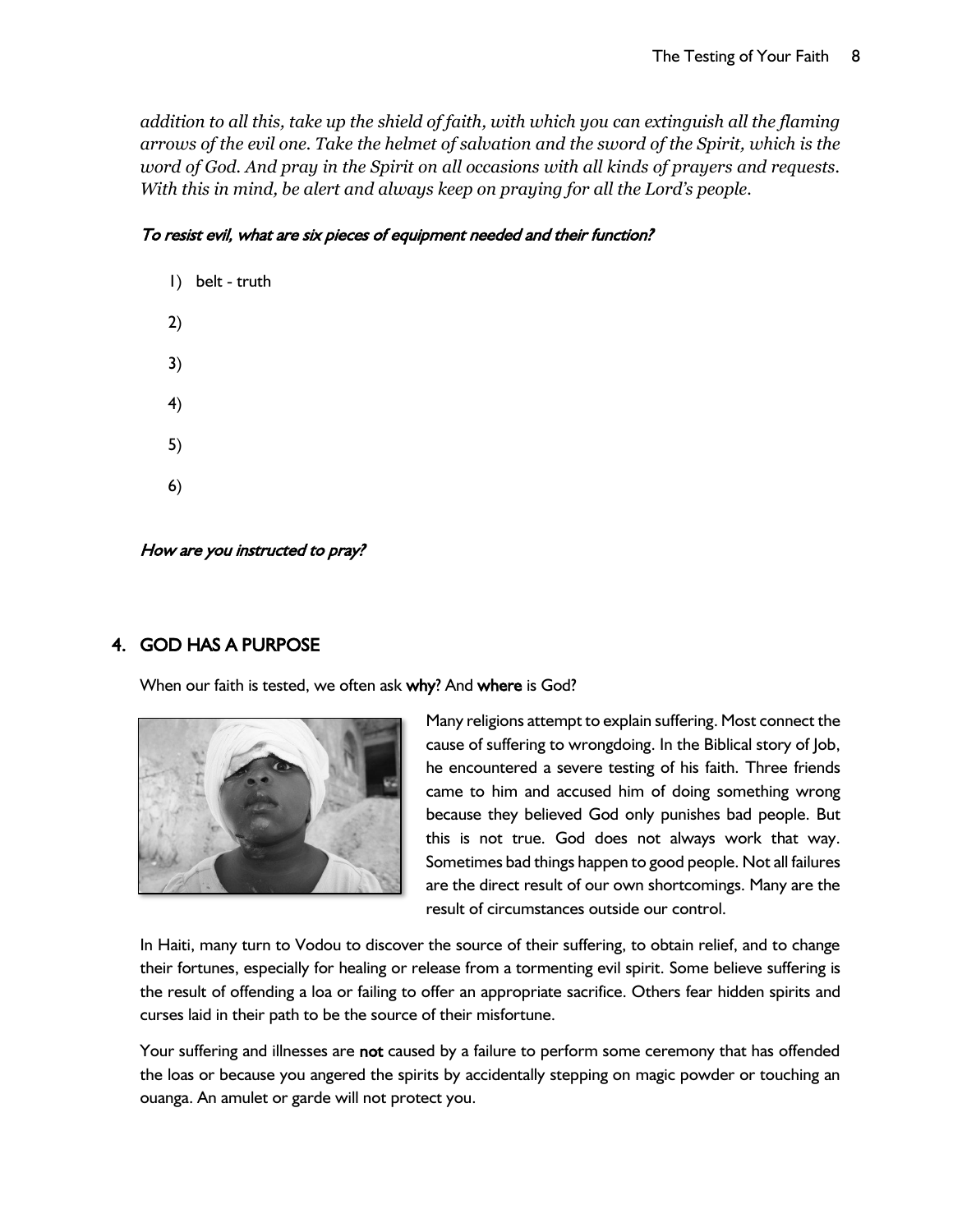*addition to all this, take up the shield of faith, with which you can extinguish all the flaming arrows of the evil one. Take the helmet of salvation and the sword of the Spirit, which is the word of God. And pray in the Spirit on all occasions with all kinds of prayers and requests. With this in mind, be alert and always keep on praying for all the Lord's people.*

*To resist evil, what are six pieces of equipment needed and their function?*

1) belt - truth
2) 
3) 
4) 
5) 
6) 

*How are you instructed to pray?*

## 4. GOD HAS A PURPOSE

When our faith is tested, we often ask **why**? And **where** is God?

Many religions attempt to explain suffering. Most connect the cause of suffering to wrongdoing. In the Biblical story of Job, he encountered a severe testing of his faith. Three friends came to him and accused him of doing something wrong because they believed God only punishes bad people. But this is not true. God does not always work that way. Sometimes bad things happen to good people. Not all failures are the direct result of our own shortcomings. Many are the result of circumstances outside our control.

In Haiti, many turn to Vodou to discover the source of their suffering, to obtain relief, and to change their fortunes, especially for healing or release from a tormenting evil spirit. Some believe suffering is the result of offending a loa or failing to offer an appropriate sacrifice. Others fear hidden spirits and curses laid in their path to be the source of their misfortune.

Your suffering and illnesses are **not** caused by a failure to perform some ceremony that has offended the loas or because you angered the spirits by accidentally stepping on magic powder or touching an ouanga. An amulet or garde will not protect you.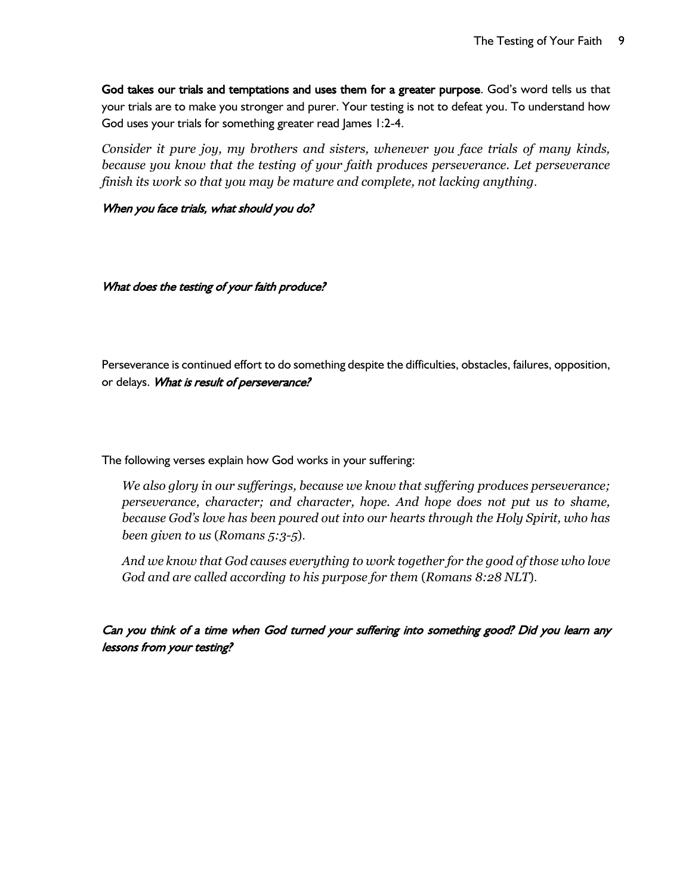**God takes our trials and temptations and uses them for a greater purpose**. God's word tells us that your trials are to make you stronger and purer. Your testing is not to defeat you. To understand how God uses your trials for something greater read James 1:2-4.

*Consider it pure joy, my brothers and sisters, whenever you face trials of many kinds, because you know that the testing of your faith produces perseverance. Let perseverance finish its work so that you may be mature and complete, not lacking anything.*

*When you face trials, what should you do?*

*What does the testing of your faith produce?*

Perseverance is continued effort to do something despite the difficulties, obstacles, failures, opposition, or delays. *What is result of perseverance?*

The following verses explain how God works in your suffering:

> *We also glory in our sufferings, because we know that suffering produces perseverance; perseverance, character; and character, hope. And hope does not put us to shame, because God's love has been poured out into our hearts through the Holy Spirit, who has been given to us* (*Romans 5:3-5*).
>
> *And we know that God causes everything to work together for the good of those who love God and are called according to his purpose for them* (*Romans 8:28 NLT*).

*Can you think of a time when God turned your suffering into something good? Did you learn any lessons from your testing?*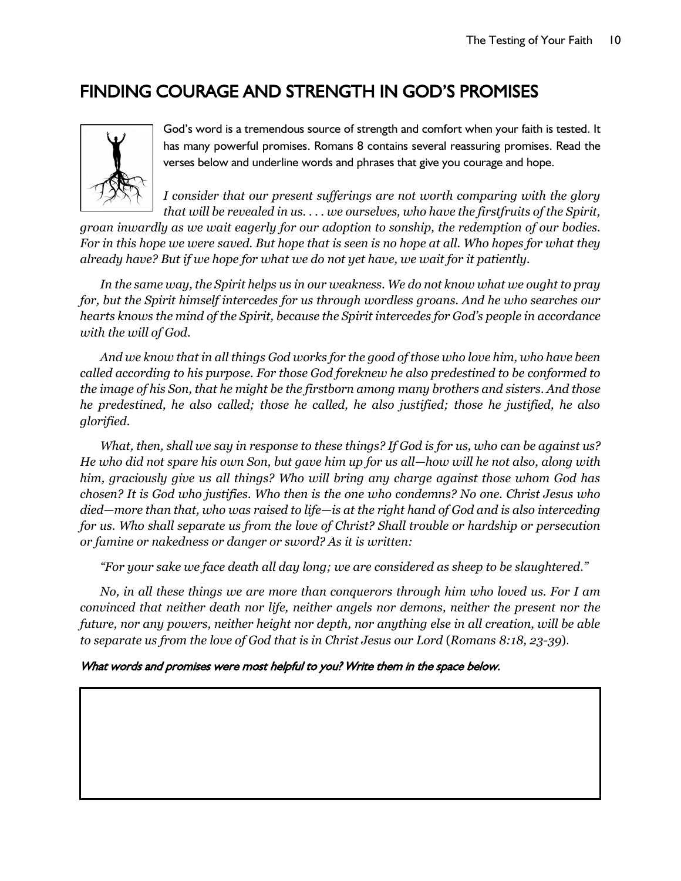## FINDING COURAGE AND STRENGTH IN GOD'S PROMISES

God's word is a tremendous source of strength and comfort when your faith is tested. It has many powerful promises. Romans 8 contains several reassuring promises. Read the verses below and underline words and phrases that give you courage and hope.

*I consider that our present sufferings are not worth comparing with the glory that will be revealed in us. . . . we ourselves, who have the firstfruits of the Spirit, groan inwardly as we wait eagerly for our adoption to sonship, the redemption of our bodies. For in this hope we were saved. But hope that is seen is no hope at all. Who hopes for what they already have? But if we hope for what we do not yet have, we wait for it patiently.*

*In the same way, the Spirit helps us in our weakness. We do not know what we ought to pray for, but the Spirit himself intercedes for us through wordless groans. And he who searches our hearts knows the mind of the Spirit, because the Spirit intercedes for God's people in accordance with the will of God.*

*And we know that in all things God works for the good of those who love him, who have been called according to his purpose. For those God foreknew he also predestined to be conformed to the image of his Son, that he might be the firstborn among many brothers and sisters. And those he predestined, he also called; those he called, he also justified; those he justified, he also glorified.*

*What, then, shall we say in response to these things? If God is for us, who can be against us? He who did not spare his own Son, but gave him up for us all—how will he not also, along with him, graciously give us all things? Who will bring any charge against those whom God has chosen? It is God who justifies. Who then is the one who condemns? No one. Christ Jesus who died—more than that, who was raised to life—is at the right hand of God and is also interceding for us. Who shall separate us from the love of Christ? Shall trouble or hardship or persecution or famine or nakedness or danger or sword? As it is written:*

*"For your sake we face death all day long; we are considered as sheep to be slaughtered."*

*No, in all these things we are more than conquerors through him who loved us. For I am convinced that neither death nor life, neither angels nor demons, neither the present nor the future, nor any powers, neither height nor depth, nor anything else in all creation, will be able to separate us from the love of God that is in Christ Jesus our Lord* (*Romans 8:18, 23-39*).

***What words and promises were most helpful to you? Write them in the space below.***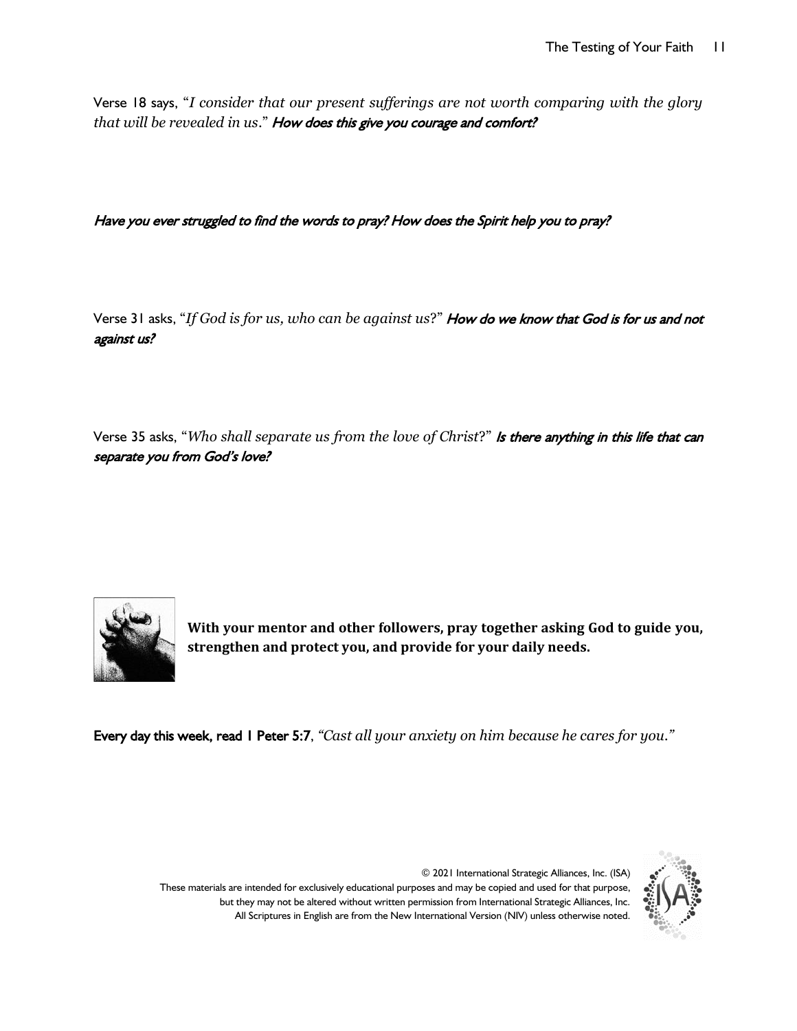Verse 18 says, "*I consider that our present sufferings are not worth comparing with the glory that will be revealed in us*." ***How does this give you courage and comfort?***

***Have you ever struggled to find the words to pray? How does the Spirit help you to pray?***

Verse 31 asks, "*If God is for us, who can be against us*?" ***How do we know that God is for us and not against us?***

Verse 35 asks, "*Who shall separate us from the love of Christ*?" ***Is there anything in this life that can separate you from God's love?***

**With your mentor and other followers, pray together asking God to guide you, strengthen and protect you, and provide for your daily needs.**

**Every day this week, read 1 Peter 5:7**, *"Cast all your anxiety on him because he cares for you."*

© 2021 International Strategic Alliances, Inc. (ISA)
These materials are intended for exclusively educational purposes and may be copied and used for that purpose, but they may not be altered without written permission from International Strategic Alliances, Inc.
All Scriptures in English are from the New International Version (NIV) unless otherwise noted.